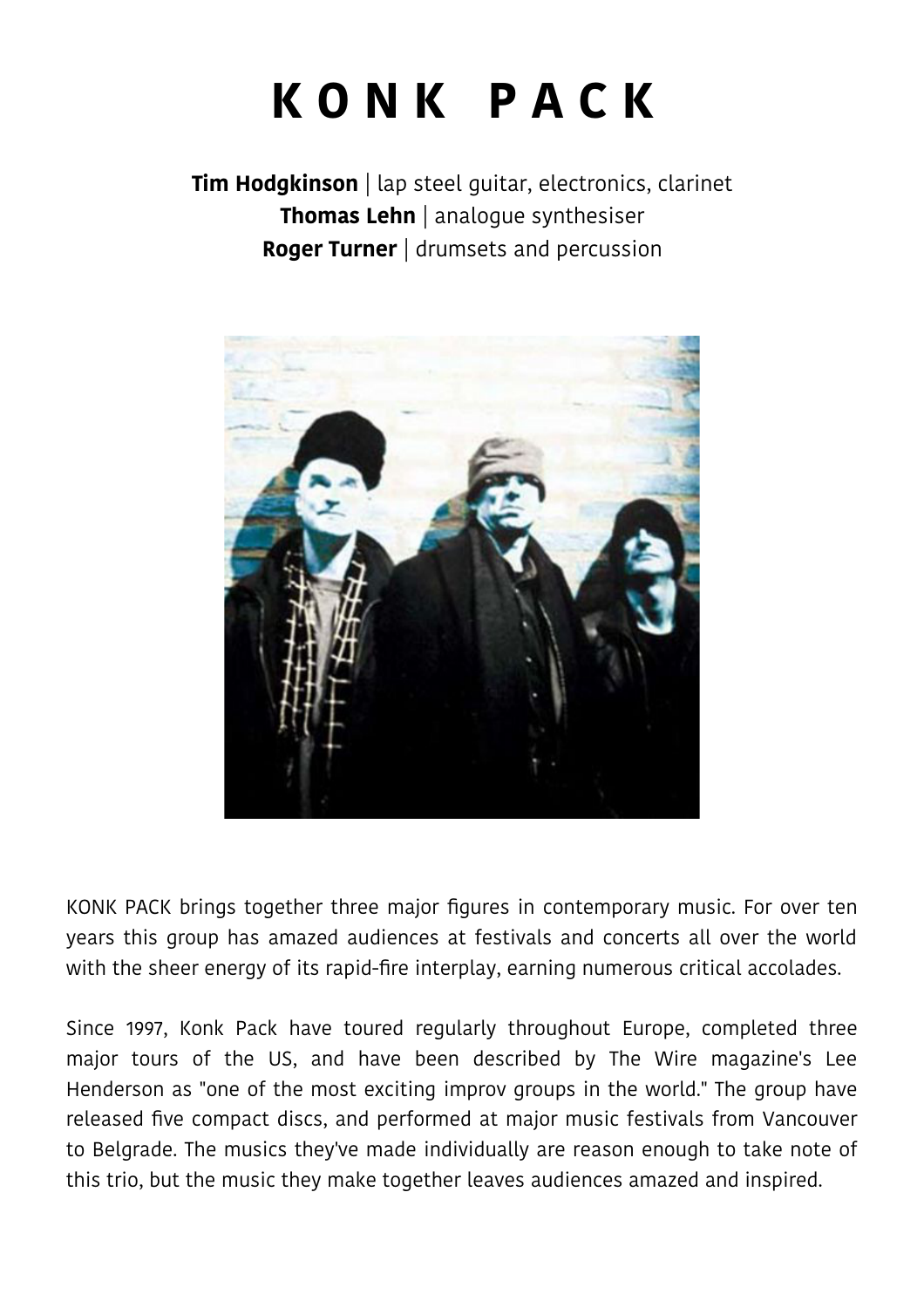# KONK PACK

**Tim Hodgkinson** | lap steel guitar, electronics, clarinet
**Thomas Lehn** | analogue synthesiser
**Roger Turner** | drumsets and percussion

KONK PACK brings together three major figures in contemporary music. For over ten years this group has amazed audiences at festivals and concerts all over the world with the sheer energy of its rapid-fire interplay, earning numerous critical accolades.

Since 1997, Konk Pack have toured regularly throughout Europe, completed three major tours of the US, and have been described by The Wire magazine's Lee Henderson as "one of the most exciting improv groups in the world." The group have released five compact discs, and performed at major music festivals from Vancouver to Belgrade. The musics they've made individually are reason enough to take note of this trio, but the music they make together leaves audiences amazed and inspired.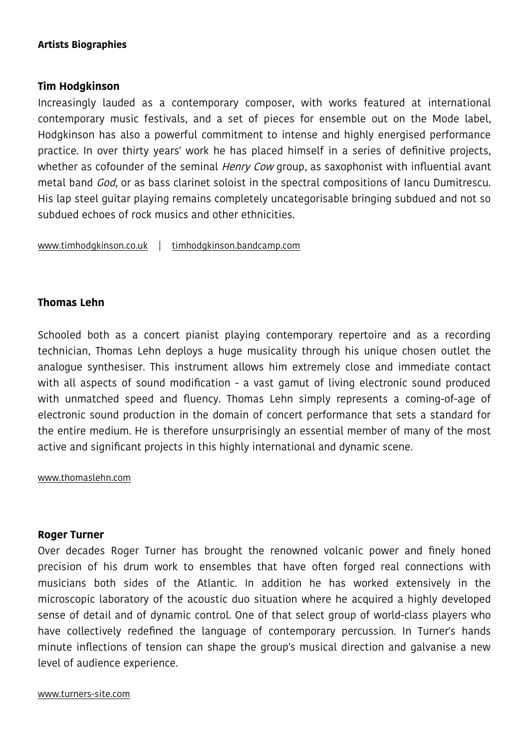## Artists Biographies

### Tim Hodgkinson

Increasingly lauded as a contemporary composer, with works featured at international contemporary music festivals, and a set of pieces for ensemble out on the Mode label, Hodgkinson has also a powerful commitment to intense and highly energised performance practice. In over thirty years' work he has placed himself in a series of definitive projects, whether as cofounder of the seminal *Henry Cow* group, as saxophonist with influential avant metal band *God*, or as bass clarinet soloist in the spectral compositions of Iancu Dumitrescu. His lap steel guitar playing remains completely uncategorisable bringing subdued and not so subdued echoes of rock musics and other ethnicities.

www.timhodgkinson.co.uk | timhodgkinson.bandcamp.com

### Thomas Lehn

Schooled both as a concert pianist playing contemporary repertoire and as a recording technician, Thomas Lehn deploys a huge musicality through his unique chosen outlet the analogue synthesiser. This instrument allows him extremely close and immediate contact with all aspects of sound modification - a vast gamut of living electronic sound produced with unmatched speed and fluency. Thomas Lehn simply represents a coming-of-age of electronic sound production in the domain of concert performance that sets a standard for the entire medium. He is therefore unsurprisingly an essential member of many of the most active and significant projects in this highly international and dynamic scene.

www.thomaslehn.com

### Roger Turner

Over decades Roger Turner has brought the renowned volcanic power and finely honed precision of his drum work to ensembles that have often forged real connections with musicians both sides of the Atlantic. In addition he has worked extensively in the microscopic laboratory of the acoustic duo situation where he acquired a highly developed sense of detail and of dynamic control. One of that select group of world-class players who have collectively redefined the language of contemporary percussion. In Turner's hands minute inflections of tension can shape the group's musical direction and galvanise a new level of audience experience.

www.turners-site.com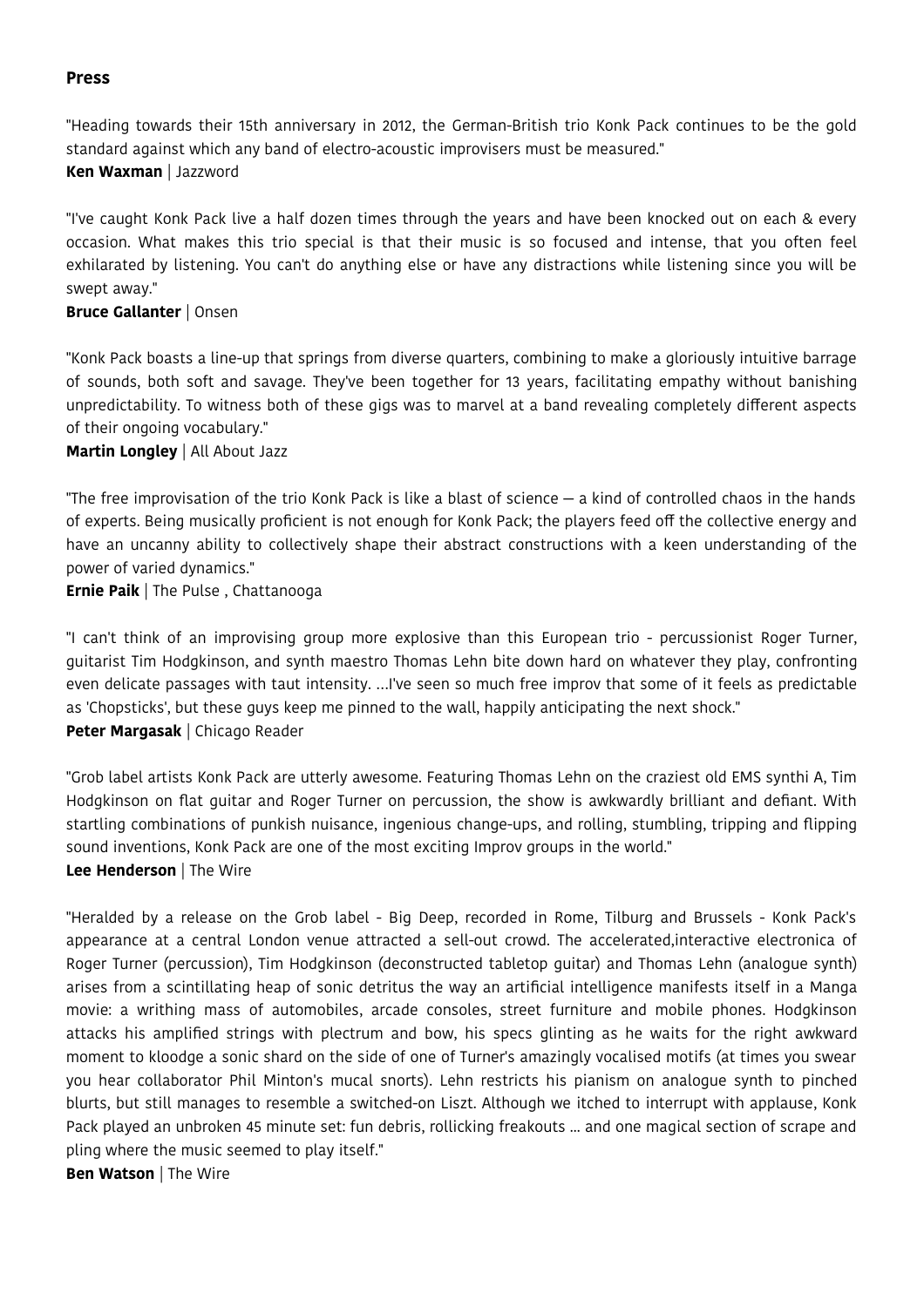## Press

"Heading towards their 15th anniversary in 2012, the German-British trio Konk Pack continues to be the gold standard against which any band of electro-acoustic improvisers must be measured."
**Ken Waxman** | Jazzword

"I've caught Konk Pack live a half dozen times through the years and have been knocked out on each & every occasion. What makes this trio special is that their music is so focused and intense, that you often feel exhilarated by listening. You can't do anything else or have any distractions while listening since you will be swept away."
**Bruce Gallanter** | Onsen

"Konk Pack boasts a line-up that springs from diverse quarters, combining to make a gloriously intuitive barrage of sounds, both soft and savage. They've been together for 13 years, facilitating empathy without banishing unpredictability. To witness both of these gigs was to marvel at a band revealing completely different aspects of their ongoing vocabulary."
**Martin Longley** | All About Jazz

"The free improvisation of the trio Konk Pack is like a blast of science — a kind of controlled chaos in the hands of experts. Being musically proficient is not enough for Konk Pack; the players feed off the collective energy and have an uncanny ability to collectively shape their abstract constructions with a keen understanding of the power of varied dynamics."
**Ernie Paik** | The Pulse , Chattanooga

"I can't think of an improvising group more explosive than this European trio - percussionist Roger Turner, guitarist Tim Hodgkinson, and synth maestro Thomas Lehn bite down hard on whatever they play, confronting even delicate passages with taut intensity. ...I've seen so much free improv that some of it feels as predictable as 'Chopsticks', but these guys keep me pinned to the wall, happily anticipating the next shock."
**Peter Margasak** | Chicago Reader

"Grob label artists Konk Pack are utterly awesome. Featuring Thomas Lehn on the craziest old EMS synthi A, Tim Hodgkinson on flat guitar and Roger Turner on percussion, the show is awkwardly brilliant and defiant. With startling combinations of punkish nuisance, ingenious change-ups, and rolling, stumbling, tripping and flipping sound inventions, Konk Pack are one of the most exciting Improv groups in the world."
**Lee Henderson** | The Wire

"Heralded by a release on the Grob label - Big Deep, recorded in Rome, Tilburg and Brussels - Konk Pack's appearance at a central London venue attracted a sell-out crowd. The accelerated,interactive electronica of Roger Turner (percussion), Tim Hodgkinson (deconstructed tabletop guitar) and Thomas Lehn (analogue synth) arises from a scintillating heap of sonic detritus the way an artificial intelligence manifests itself in a Manga movie: a writhing mass of automobiles, arcade consoles, street furniture and mobile phones. Hodgkinson attacks his amplified strings with plectrum and bow, his specs glinting as he waits for the right awkward moment to kloodge a sonic shard on the side of one of Turner's amazingly vocalised motifs (at times you swear you hear collaborator Phil Minton's mucal snorts). Lehn restricts his pianism on analogue synth to pinched blurts, but still manages to resemble a switched-on Liszt. Although we itched to interrupt with applause, Konk Pack played an unbroken 45 minute set: fun debris, rollicking freakouts ... and one magical section of scrape and pling where the music seemed to play itself."
**Ben Watson** | The Wire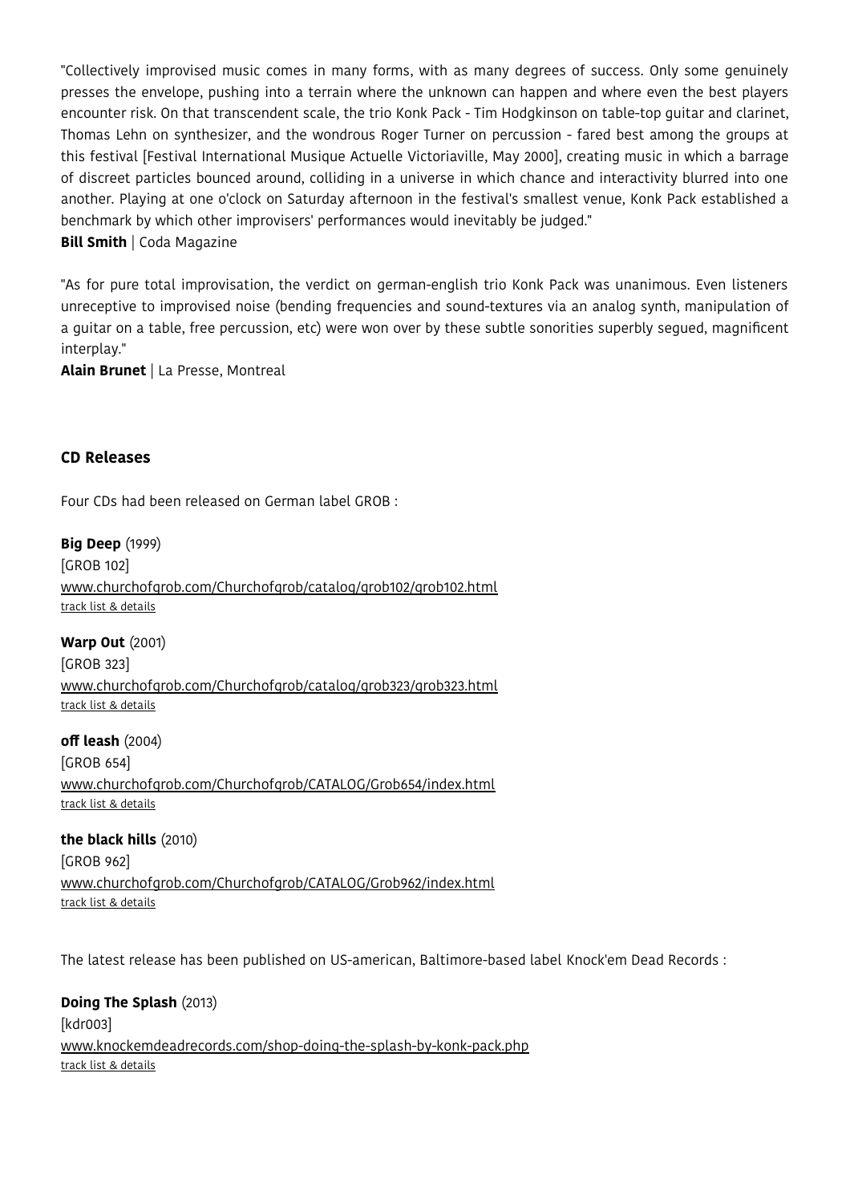"Collectively improvised music comes in many forms, with as many degrees of success. Only some genuinely presses the envelope, pushing into a terrain where the unknown can happen and where even the best players encounter risk. On that transcendent scale, the trio Konk Pack - Tim Hodgkinson on table-top guitar and clarinet, Thomas Lehn on synthesizer, and the wondrous Roger Turner on percussion - fared best among the groups at this festival [Festival International Musique Actuelle Victoriaville, May 2000], creating music in which a barrage of discreet particles bounced around, colliding in a universe in which chance and interactivity blurred into one another. Playing at one o'clock on Saturday afternoon in the festival's smallest venue, Konk Pack established a benchmark by which other improvisers' performances would inevitably be judged."
**Bill Smith** | Coda Magazine

"As for pure total improvisation, the verdict on german-english trio Konk Pack was unanimous. Even listeners unreceptive to improvised noise (bending frequencies and sound-textures via an analog synth, manipulation of a guitar on a table, free percussion, etc) were won over by these subtle sonorities superbly segued, magnificent interplay."
**Alain Brunet** | La Presse, Montreal

## CD Releases

Four CDs had been released on German label GROB :

**Big Deep** (1999)
[GROB 102]
www.churchofgrob.com/Churchofgrob/catalog/grob102/grob102.html
track list & details

**Warp Out** (2001)
[GROB 323]
www.churchofgrob.com/Churchofgrob/catalog/grob323/grob323.html
track list & details

**off leash** (2004)
[GROB 654]
www.churchofgrob.com/Churchofgrob/CATALOG/Grob654/index.html
track list & details

**the black hills** (2010)
[GROB 962]
www.churchofgrob.com/Churchofgrob/CATALOG/Grob962/index.html
track list & details

The latest release has been published on US-american, Baltimore-based label Knock'em Dead Records :

**Doing The Splash** (2013)
[kdr003]
www.knockemdeadrecords.com/shop-doing-the-splash-by-konk-pack.php
track list & details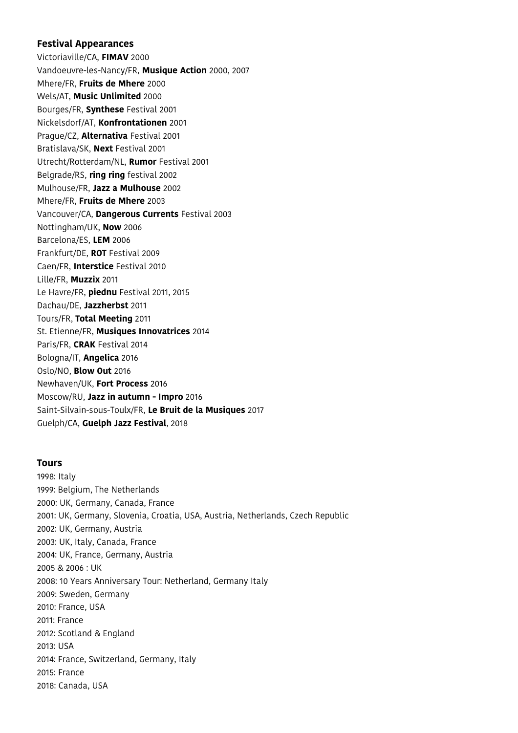## Festival Appearances

Victoriaville/CA, **FIMAV** 2000
Vandoeuvre-les-Nancy/FR, **Musique Action** 2000, 2007
Mhere/FR, **Fruits de Mhere** 2000
Wels/AT, **Music Unlimited** 2000
Bourges/FR, **Synthese** Festival 2001
Nickelsdorf/AT, **Konfrontationen** 2001
Prague/CZ, **Alternativa** Festival 2001
Bratislava/SK, **Next** Festival 2001
Utrecht/Rotterdam/NL, **Rumor** Festival 2001
Belgrade/RS, **ring ring** festival 2002
Mulhouse/FR, **Jazz a Mulhouse** 2002
Mhere/FR, **Fruits de Mhere** 2003
Vancouver/CA, **Dangerous Currents** Festival 2003
Nottingham/UK, **Now** 2006
Barcelona/ES, **LEM** 2006
Frankfurt/DE, **ROT** Festival 2009
Caen/FR, **Interstice** Festival 2010
Lille/FR, **Muzzix** 2011
Le Havre/FR, **piednu** Festival 2011, 2015
Dachau/DE, **Jazzherbst** 2011
Tours/FR, **Total Meeting** 2011
St. Etienne/FR, **Musiques Innovatrices** 2014
Paris/FR, **CRAK** Festival 2014
Bologna/IT, **Angelica** 2016
Oslo/NO, **Blow Out** 2016
Newhaven/UK, **Fort Process** 2016
Moscow/RU, **Jazz in autumn - Impro** 2016
Saint-Silvain-sous-Toulx/FR, **Le Bruit de la Musiques** 2017
Guelph/CA, **Guelph Jazz Festival**, 2018

## Tours

1998: Italy
1999: Belgium, The Netherlands
2000: UK, Germany, Canada, France
2001: UK, Germany, Slovenia, Croatia, USA, Austria, Netherlands, Czech Republic
2002: UK, Germany, Austria
2003: UK, Italy, Canada, France
2004: UK, France, Germany, Austria
2005 & 2006 : UK
2008: 10 Years Anniversary Tour: Netherland, Germany Italy
2009: Sweden, Germany
2010: France, USA
2011: France
2012: Scotland & England
2013: USA
2014: France, Switzerland, Germany, Italy
2015: France
2018: Canada, USA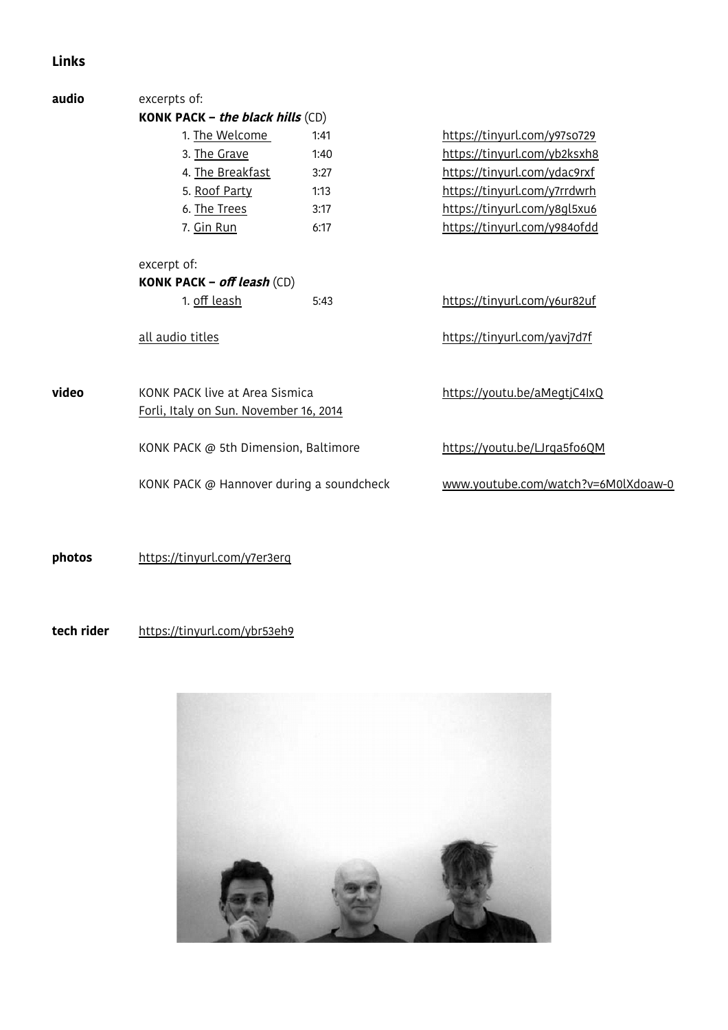## Links

**audio**

excerpts of:

**KONK PACK – *the black hills*** (CD)

| | | |
|---|---|---|
| 1. The Welcome | 1:41 | https://tinyurl.com/y97so729 |
| 3. The Grave | 1:40 | https://tinyurl.com/yb2ksxh8 |
| 4. The Breakfast | 3:27 | https://tinyurl.com/ydac9rxf |
| 5. Roof Party | 1:13 | https://tinyurl.com/y7rrdwrh |
| 6. The Trees | 3:17 | https://tinyurl.com/y8gl5xu6 |
| 7. Gin Run | 6:17 | https://tinyurl.com/y984ofdd |

excerpt of:

**KONK PACK – *off leash*** (CD)

| | | |
|---|---|---|
| 1. off leash | 5:43 | https://tinyurl.com/y6ur82uf |

all audio titles https://tinyurl.com/yavj7d7f

**video**

| | |
|---|---|
| KONK PACK live at Area Sismica Forli, Italy on Sun. November 16, 2014 | https://youtu.be/aMegtjC4IxQ |
| KONK PACK @ 5th Dimension, Baltimore | https://youtu.be/LJrqa5fo6QM |
| KONK PACK @ Hannover during a soundcheck | www.youtube.com/watch?v=6M0lXdoaw-0 |

**photos** https://tinyurl.com/y7er3erq

**tech rider** https://tinyurl.com/ybr53eh9